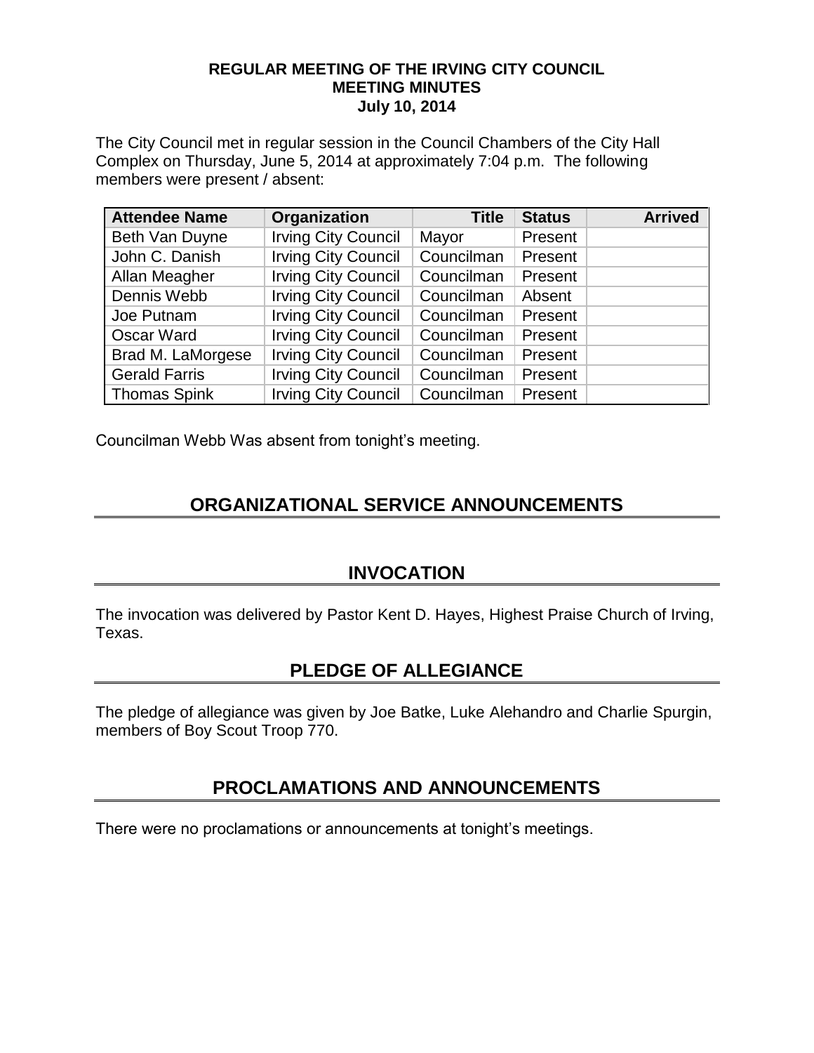# REGULAR MEETING OF THE IRVING CITY COUNCIL
## MEETING MINUTES
### July 10, 2014

The City Council met in regular session in the Council Chambers of the City Hall Complex on Thursday, June 5, 2014 at approximately 7:04 p.m. The following members were present / absent:

| Attendee Name | Organization | Title | Status | Arrived |
|---|---|---|---|---|
| Beth Van Duyne | Irving City Council | Mayor | Present | |
| John C. Danish | Irving City Council | Councilman | Present | |
| Allan Meagher | Irving City Council | Councilman | Present | |
| Dennis Webb | Irving City Council | Councilman | Absent | |
| Joe Putnam | Irving City Council | Councilman | Present | |
| Oscar Ward | Irving City Council | Councilman | Present | |
| Brad M. LaMorgese | Irving City Council | Councilman | Present | |
| Gerald Farris | Irving City Council | Councilman | Present | |
| Thomas Spink | Irving City Council | Councilman | Present | |

Councilman Webb Was absent from tonight's meeting.

## ORGANIZATIONAL SERVICE ANNOUNCEMENTS

## INVOCATION

The invocation was delivered by Pastor Kent D. Hayes, Highest Praise Church of Irving, Texas.

## PLEDGE OF ALLEGIANCE

The pledge of allegiance was given by Joe Batke, Luke Alehandro and Charlie Spurgin, members of Boy Scout Troop 770.

## PROCLAMATIONS AND ANNOUNCEMENTS

There were no proclamations or announcements at tonight's meetings.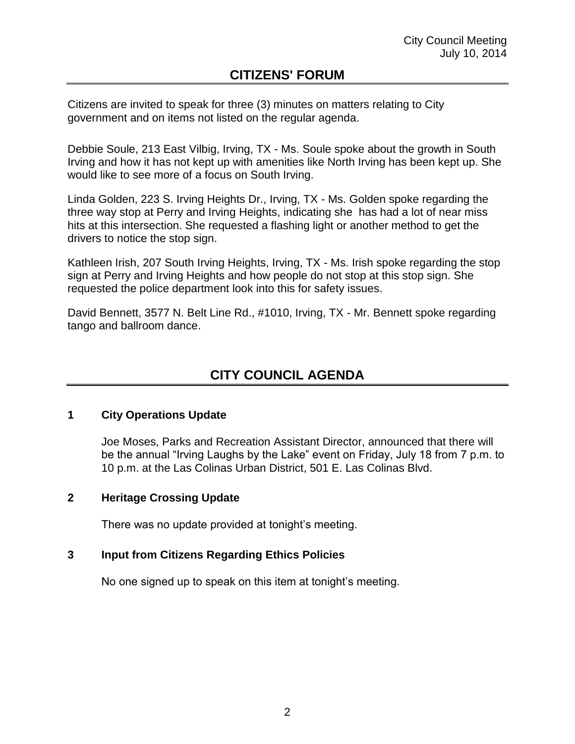City Council Meeting
July 10, 2014

## CITIZENS' FORUM

Citizens are invited to speak for three (3) minutes on matters relating to City government and on items not listed on the regular agenda.

Debbie Soule, 213 East Vilbig, Irving, TX - Ms. Soule spoke about the growth in South Irving and how it has not kept up with amenities like North Irving has been kept up. She would like to see more of a focus on South Irving.

Linda Golden, 223 S. Irving Heights Dr., Irving, TX - Ms. Golden spoke regarding the three way stop at Perry and Irving Heights, indicating she has had a lot of near miss hits at this intersection. She requested a flashing light or another method to get the drivers to notice the stop sign.

Kathleen Irish, 207 South Irving Heights, Irving, TX - Ms. Irish spoke regarding the stop sign at Perry and Irving Heights and how people do not stop at this stop sign. She requested the police department look into this for safety issues.

David Bennett, 3577 N. Belt Line Rd., #1010, Irving, TX - Mr. Bennett spoke regarding tango and ballroom dance.

## CITY COUNCIL AGENDA

### 1 City Operations Update

Joe Moses, Parks and Recreation Assistant Director, announced that there will be the annual "Irving Laughs by the Lake" event on Friday, July 18 from 7 p.m. to 10 p.m. at the Las Colinas Urban District, 501 E. Las Colinas Blvd.

### 2 Heritage Crossing Update

There was no update provided at tonight's meeting.

### 3 Input from Citizens Regarding Ethics Policies

No one signed up to speak on this item at tonight's meeting.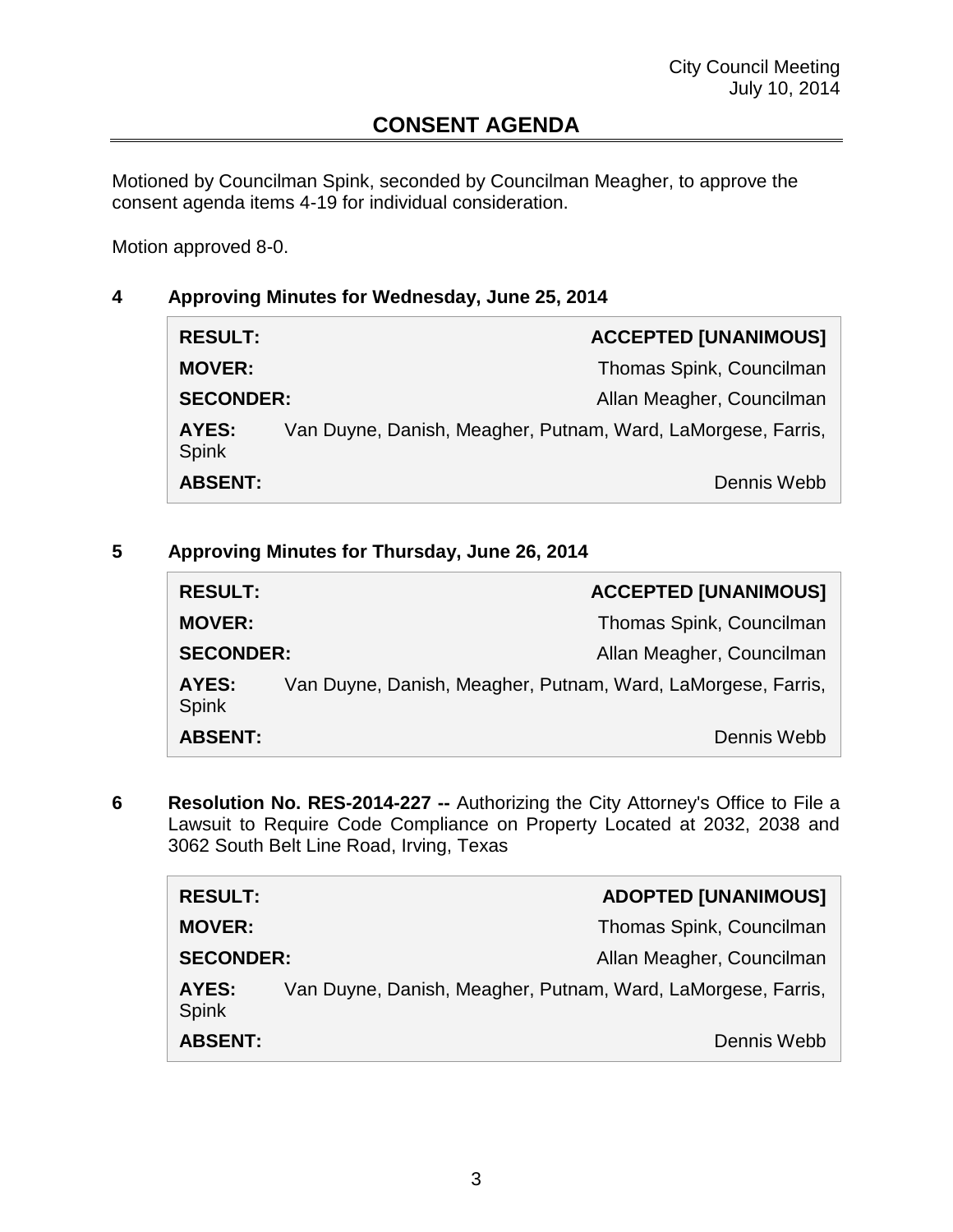## CONSENT AGENDA

Motioned by Councilman Spink, seconded by Councilman Meagher, to approve the consent agenda items 4-19 for individual consideration.

Motion approved 8-0.

### 4 Approving Minutes for Wednesday, June 25, 2014

| | |
|---|---|
| **RESULT:** | **ACCEPTED [UNANIMOUS]** |
| **MOVER:** | Thomas Spink, Councilman |
| **SECONDER:** | Allan Meagher, Councilman |
| **AYES:** | Van Duyne, Danish, Meagher, Putnam, Ward, LaMorgese, Farris, Spink |
| **ABSENT:** | Dennis Webb |

### 5 Approving Minutes for Thursday, June 26, 2014

| | |
|---|---|
| **RESULT:** | **ACCEPTED [UNANIMOUS]** |
| **MOVER:** | Thomas Spink, Councilman |
| **SECONDER:** | Allan Meagher, Councilman |
| **AYES:** | Van Duyne, Danish, Meagher, Putnam, Ward, LaMorgese, Farris, Spink |
| **ABSENT:** | Dennis Webb |

### 6 **Resolution No. RES-2014-227 --** Authorizing the City Attorney's Office to File a Lawsuit to Require Code Compliance on Property Located at 2032, 2038 and 3062 South Belt Line Road, Irving, Texas

| | |
|---|---|
| **RESULT:** | **ADOPTED [UNANIMOUS]** |
| **MOVER:** | Thomas Spink, Councilman |
| **SECONDER:** | Allan Meagher, Councilman |
| **AYES:** | Van Duyne, Danish, Meagher, Putnam, Ward, LaMorgese, Farris, Spink |
| **ABSENT:** | Dennis Webb |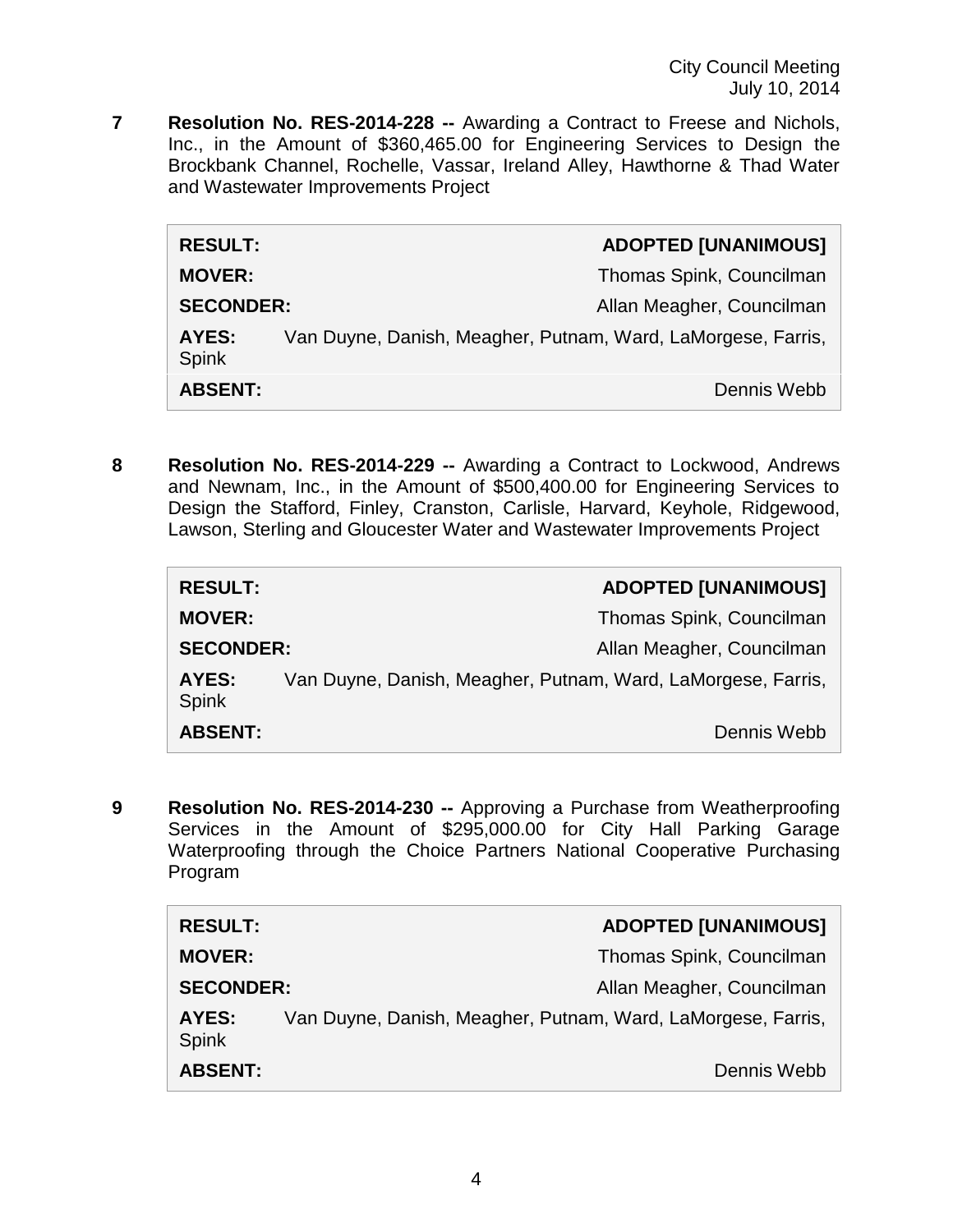**7 Resolution No. RES-2014-228 --** Awarding a Contract to Freese and Nichols, Inc., in the Amount of $360,465.00 for Engineering Services to Design the Brockbank Channel, Rochelle, Vassar, Ireland Alley, Hawthorne & Thad Water and Wastewater Improvements Project

| | |
|---|---|
| **RESULT:** | **ADOPTED [UNANIMOUS]** |
| **MOVER:** | Thomas Spink, Councilman |
| **SECONDER:** | Allan Meagher, Councilman |
| **AYES:** | Van Duyne, Danish, Meagher, Putnam, Ward, LaMorgese, Farris, Spink |
| **ABSENT:** | Dennis Webb |

**8 Resolution No. RES-2014-229 --** Awarding a Contract to Lockwood, Andrews and Newnam, Inc., in the Amount of $500,400.00 for Engineering Services to Design the Stafford, Finley, Cranston, Carlisle, Harvard, Keyhole, Ridgewood, Lawson, Sterling and Gloucester Water and Wastewater Improvements Project

| | |
|---|---|
| **RESULT:** | **ADOPTED [UNANIMOUS]** |
| **MOVER:** | Thomas Spink, Councilman |
| **SECONDER:** | Allan Meagher, Councilman |
| **AYES:** | Van Duyne, Danish, Meagher, Putnam, Ward, LaMorgese, Farris, Spink |
| **ABSENT:** | Dennis Webb |

**9 Resolution No. RES-2014-230 --** Approving a Purchase from Weatherproofing Services in the Amount of $295,000.00 for City Hall Parking Garage Waterproofing through the Choice Partners National Cooperative Purchasing Program

| | |
|---|---|
| **RESULT:** | **ADOPTED [UNANIMOUS]** |
| **MOVER:** | Thomas Spink, Councilman |
| **SECONDER:** | Allan Meagher, Councilman |
| **AYES:** | Van Duyne, Danish, Meagher, Putnam, Ward, LaMorgese, Farris, Spink |
| **ABSENT:** | Dennis Webb |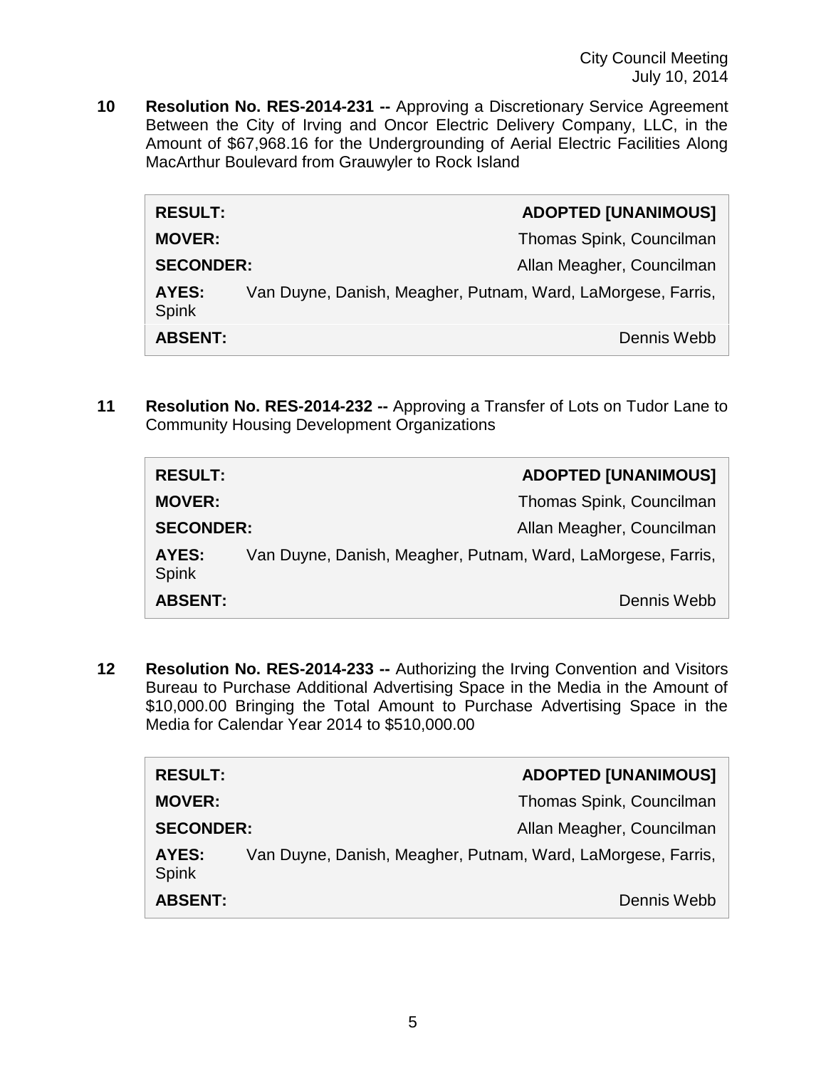**10 Resolution No. RES-2014-231 --** Approving a Discretionary Service Agreement Between the City of Irving and Oncor Electric Delivery Company, LLC, in the Amount of $67,968.16 for the Undergrounding of Aerial Electric Facilities Along MacArthur Boulevard from Grauwyler to Rock Island

| | |
|---|---|
| **RESULT:** | **ADOPTED [UNANIMOUS]** |
| **MOVER:** | Thomas Spink, Councilman |
| **SECONDER:** | Allan Meagher, Councilman |
| **AYES:** | Van Duyne, Danish, Meagher, Putnam, Ward, LaMorgese, Farris, Spink |
| **ABSENT:** | Dennis Webb |

**11 Resolution No. RES-2014-232 --** Approving a Transfer of Lots on Tudor Lane to Community Housing Development Organizations

| | |
|---|---|
| **RESULT:** | **ADOPTED [UNANIMOUS]** |
| **MOVER:** | Thomas Spink, Councilman |
| **SECONDER:** | Allan Meagher, Councilman |
| **AYES:** | Van Duyne, Danish, Meagher, Putnam, Ward, LaMorgese, Farris, Spink |
| **ABSENT:** | Dennis Webb |

**12 Resolution No. RES-2014-233 --** Authorizing the Irving Convention and Visitors Bureau to Purchase Additional Advertising Space in the Media in the Amount of $10,000.00 Bringing the Total Amount to Purchase Advertising Space in the Media for Calendar Year 2014 to $510,000.00

| | |
|---|---|
| **RESULT:** | **ADOPTED [UNANIMOUS]** |
| **MOVER:** | Thomas Spink, Councilman |
| **SECONDER:** | Allan Meagher, Councilman |
| **AYES:** | Van Duyne, Danish, Meagher, Putnam, Ward, LaMorgese, Farris, Spink |
| **ABSENT:** | Dennis Webb |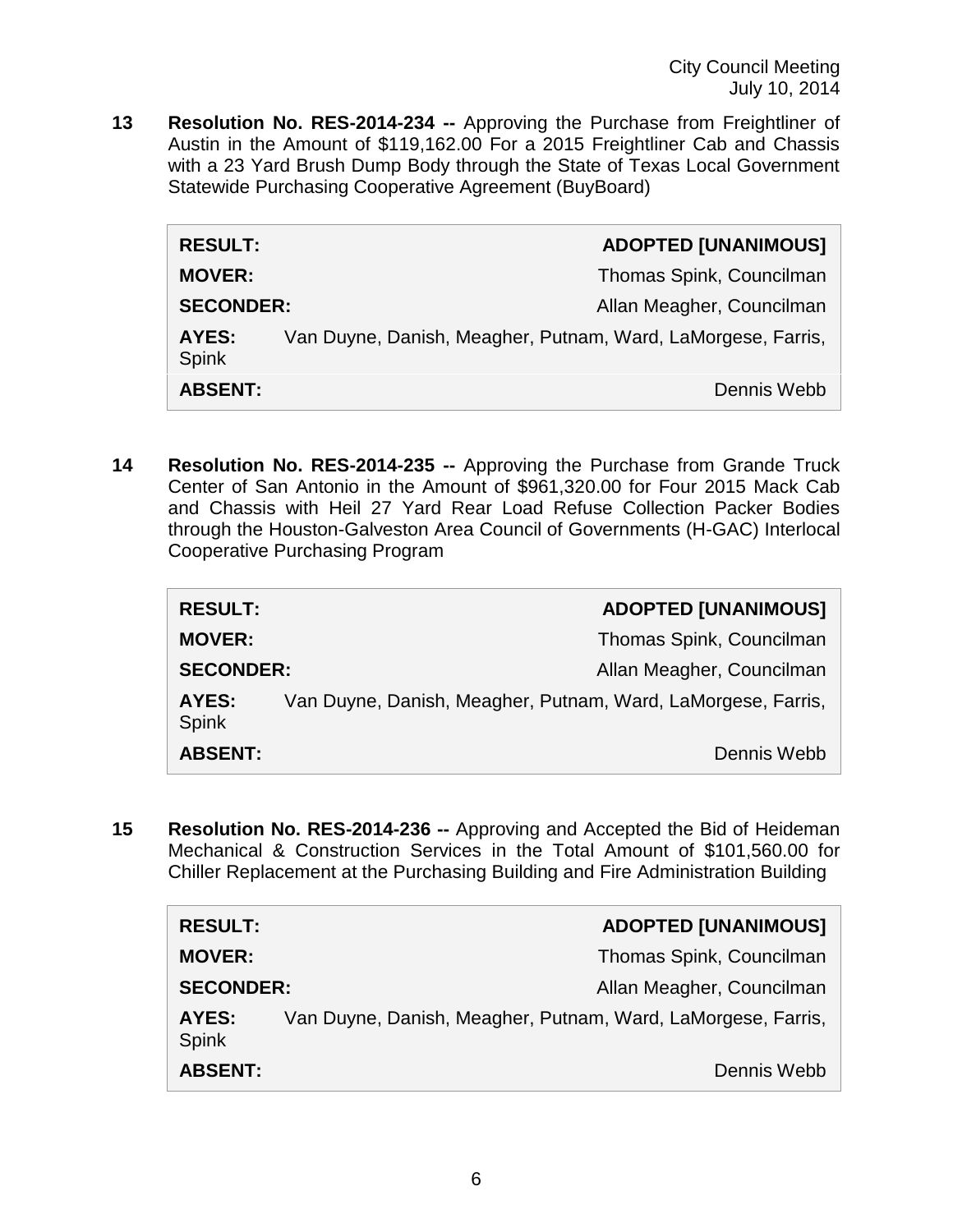**13 Resolution No. RES-2014-234 --** Approving the Purchase from Freightliner of Austin in the Amount of $119,162.00 For a 2015 Freightliner Cab and Chassis with a 23 Yard Brush Dump Body through the State of Texas Local Government Statewide Purchasing Cooperative Agreement (BuyBoard)

| | |
|---|---|
| **RESULT:** | **ADOPTED [UNANIMOUS]** |
| **MOVER:** | Thomas Spink, Councilman |
| **SECONDER:** | Allan Meagher, Councilman |
| **AYES:** | Van Duyne, Danish, Meagher, Putnam, Ward, LaMorgese, Farris, Spink |
| **ABSENT:** | Dennis Webb |

**14 Resolution No. RES-2014-235 --** Approving the Purchase from Grande Truck Center of San Antonio in the Amount of $961,320.00 for Four 2015 Mack Cab and Chassis with Heil 27 Yard Rear Load Refuse Collection Packer Bodies through the Houston-Galveston Area Council of Governments (H-GAC) Interlocal Cooperative Purchasing Program

| | |
|---|---|
| **RESULT:** | **ADOPTED [UNANIMOUS]** |
| **MOVER:** | Thomas Spink, Councilman |
| **SECONDER:** | Allan Meagher, Councilman |
| **AYES:** | Van Duyne, Danish, Meagher, Putnam, Ward, LaMorgese, Farris, Spink |
| **ABSENT:** | Dennis Webb |

**15 Resolution No. RES-2014-236 --** Approving and Accepted the Bid of Heideman Mechanical & Construction Services in the Total Amount of $101,560.00 for Chiller Replacement at the Purchasing Building and Fire Administration Building

| | |
|---|---|
| **RESULT:** | **ADOPTED [UNANIMOUS]** |
| **MOVER:** | Thomas Spink, Councilman |
| **SECONDER:** | Allan Meagher, Councilman |
| **AYES:** | Van Duyne, Danish, Meagher, Putnam, Ward, LaMorgese, Farris, Spink |
| **ABSENT:** | Dennis Webb |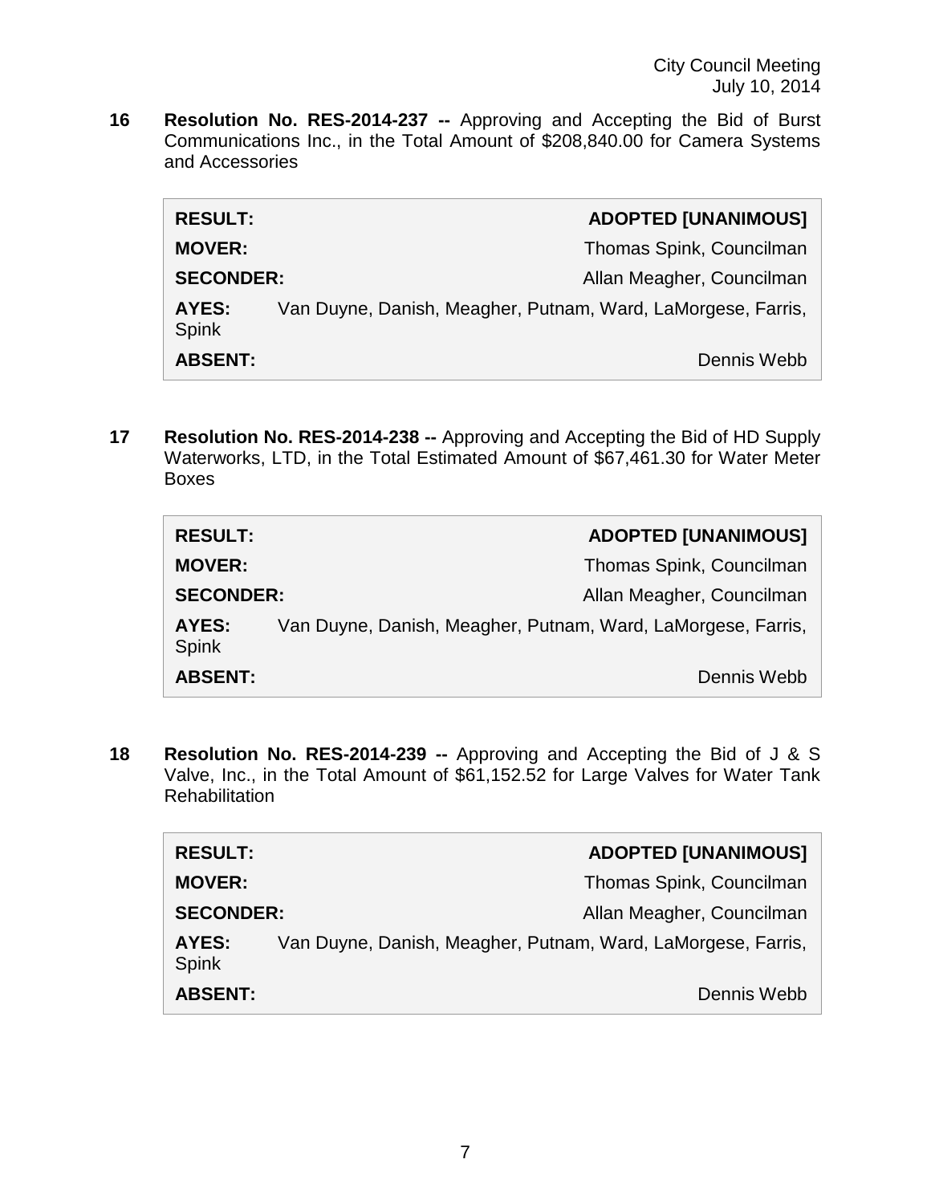**16 Resolution No. RES-2014-237 --** Approving and Accepting the Bid of Burst Communications Inc., in the Total Amount of $208,840.00 for Camera Systems and Accessories

| | |
|---|---|
| **RESULT:** | **ADOPTED [UNANIMOUS]** |
| **MOVER:** | Thomas Spink, Councilman |
| **SECONDER:** | Allan Meagher, Councilman |
| **AYES:** | Van Duyne, Danish, Meagher, Putnam, Ward, LaMorgese, Farris, Spink |
| **ABSENT:** | Dennis Webb |

**17 Resolution No. RES-2014-238 --** Approving and Accepting the Bid of HD Supply Waterworks, LTD, in the Total Estimated Amount of $67,461.30 for Water Meter Boxes

| | |
|---|---|
| **RESULT:** | **ADOPTED [UNANIMOUS]** |
| **MOVER:** | Thomas Spink, Councilman |
| **SECONDER:** | Allan Meagher, Councilman |
| **AYES:** | Van Duyne, Danish, Meagher, Putnam, Ward, LaMorgese, Farris, Spink |
| **ABSENT:** | Dennis Webb |

**18 Resolution No. RES-2014-239 --** Approving and Accepting the Bid of J & S Valve, Inc., in the Total Amount of $61,152.52 for Large Valves for Water Tank Rehabilitation

| | |
|---|---|
| **RESULT:** | **ADOPTED [UNANIMOUS]** |
| **MOVER:** | Thomas Spink, Councilman |
| **SECONDER:** | Allan Meagher, Councilman |
| **AYES:** | Van Duyne, Danish, Meagher, Putnam, Ward, LaMorgese, Farris, Spink |
| **ABSENT:** | Dennis Webb |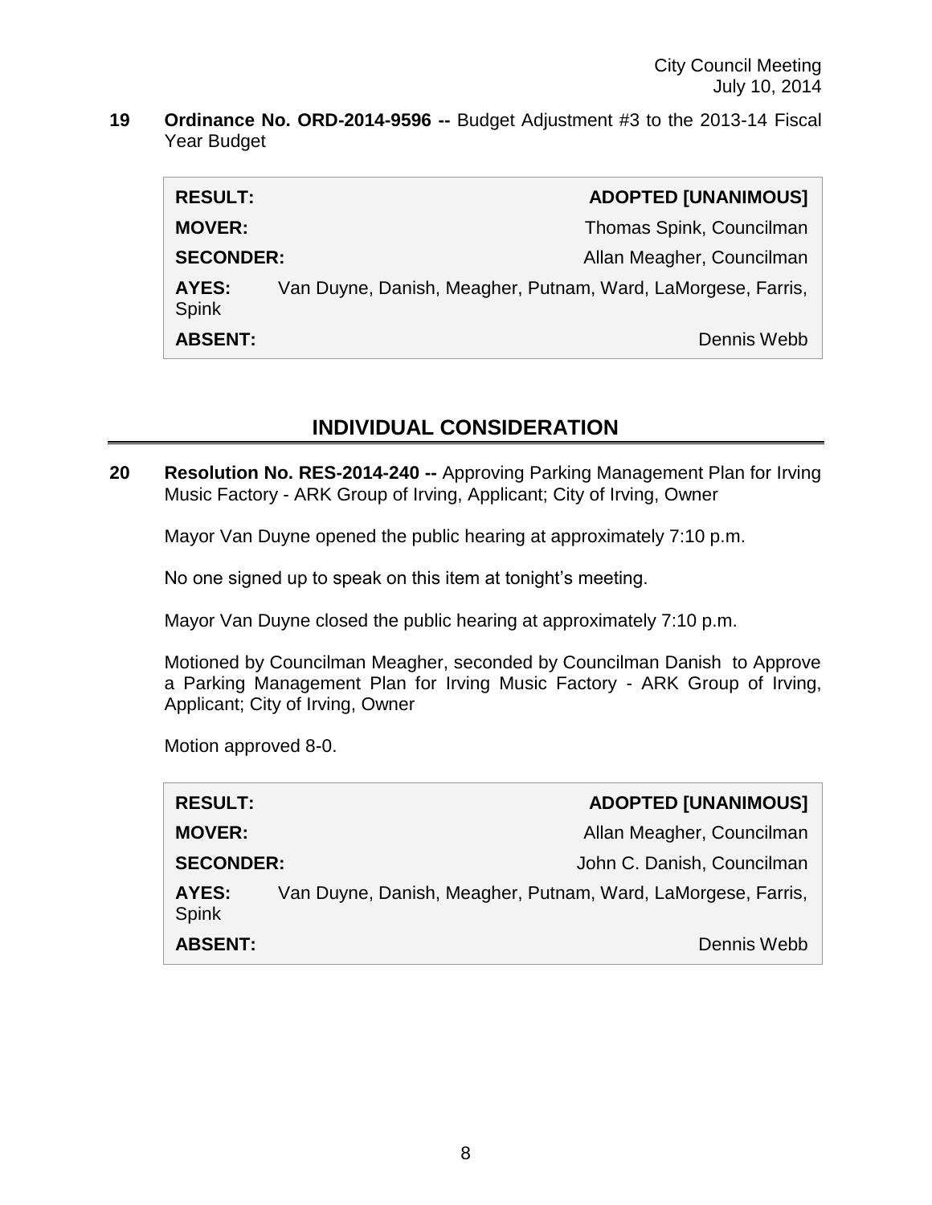**19 Ordinance No. ORD-2014-9596 --** Budget Adjustment #3 to the 2013-14 Fiscal Year Budget

| | |
|---|---|
| **RESULT:** | **ADOPTED [UNANIMOUS]** |
| **MOVER:** | Thomas Spink, Councilman |
| **SECONDER:** | Allan Meagher, Councilman |
| **AYES:** | Van Duyne, Danish, Meagher, Putnam, Ward, LaMorgese, Farris, Spink |
| **ABSENT:** | Dennis Webb |

## INDIVIDUAL CONSIDERATION

**20 Resolution No. RES-2014-240 --** Approving Parking Management Plan for Irving Music Factory - ARK Group of Irving, Applicant; City of Irving, Owner

Mayor Van Duyne opened the public hearing at approximately 7:10 p.m.

No one signed up to speak on this item at tonight's meeting.

Mayor Van Duyne closed the public hearing at approximately 7:10 p.m.

Motioned by Councilman Meagher, seconded by Councilman Danish to Approve a Parking Management Plan for Irving Music Factory - ARK Group of Irving, Applicant; City of Irving, Owner

Motion approved 8-0.

| | |
|---|---|
| **RESULT:** | **ADOPTED [UNANIMOUS]** |
| **MOVER:** | Allan Meagher, Councilman |
| **SECONDER:** | John C. Danish, Councilman |
| **AYES:** | Van Duyne, Danish, Meagher, Putnam, Ward, LaMorgese, Farris, Spink |
| **ABSENT:** | Dennis Webb |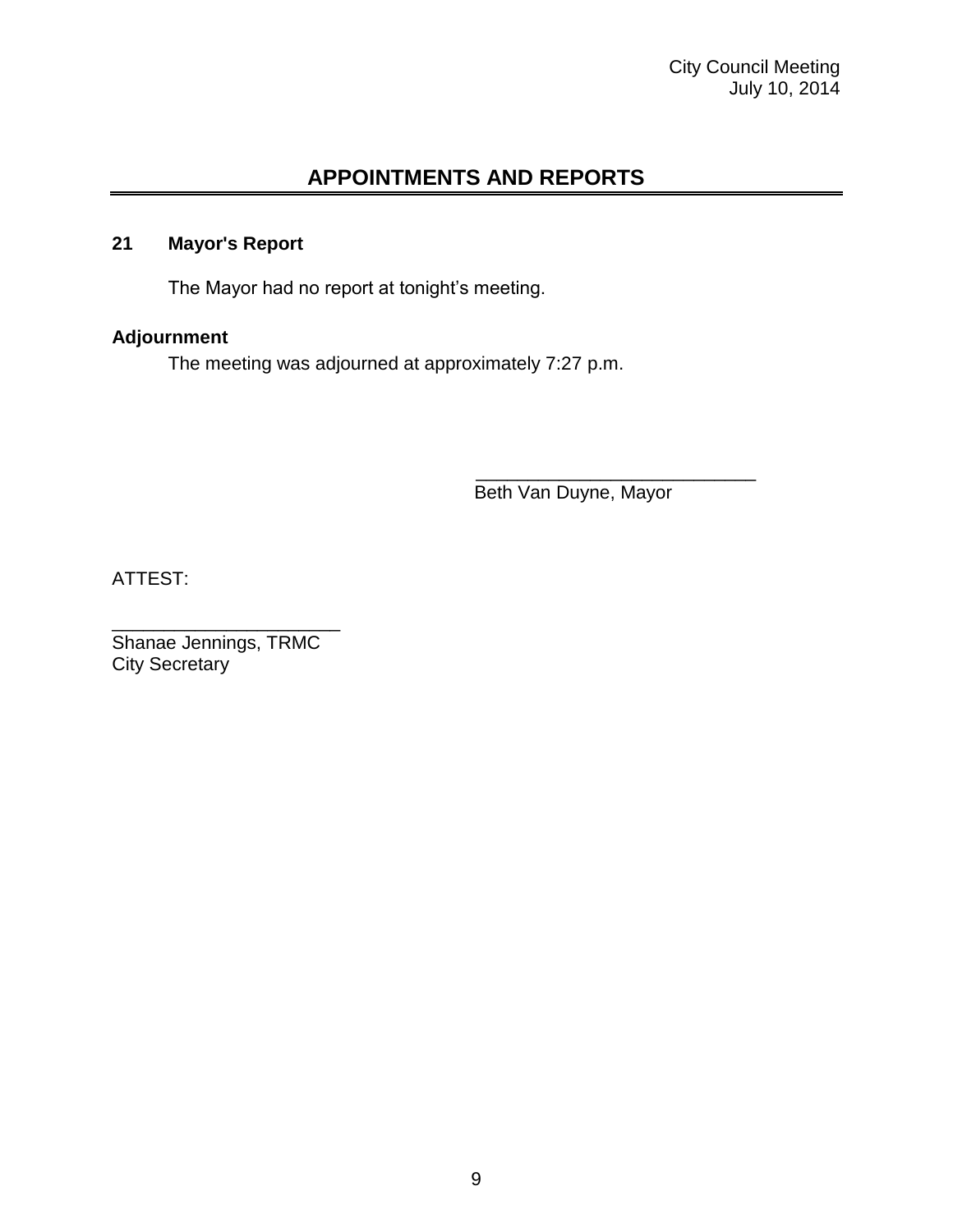# APPOINTMENTS AND REPORTS

**21 Mayor's Report**

The Mayor had no report at tonight's meeting.

**Adjournment**

The meeting was adjourned at approximately 7:27 p.m.

\_\_\_\_\_\_\_\_\_\_\_\_\_\_\_\_\_\_\_\_\_\_\_\_\_\_\_\_
Beth Van Duyne, Mayor

ATTEST:

\_\_\_\_\_\_\_\_\_\_\_\_\_\_\_\_\_\_\_\_\_\_\_
Shanae Jennings, TRMC
City Secretary